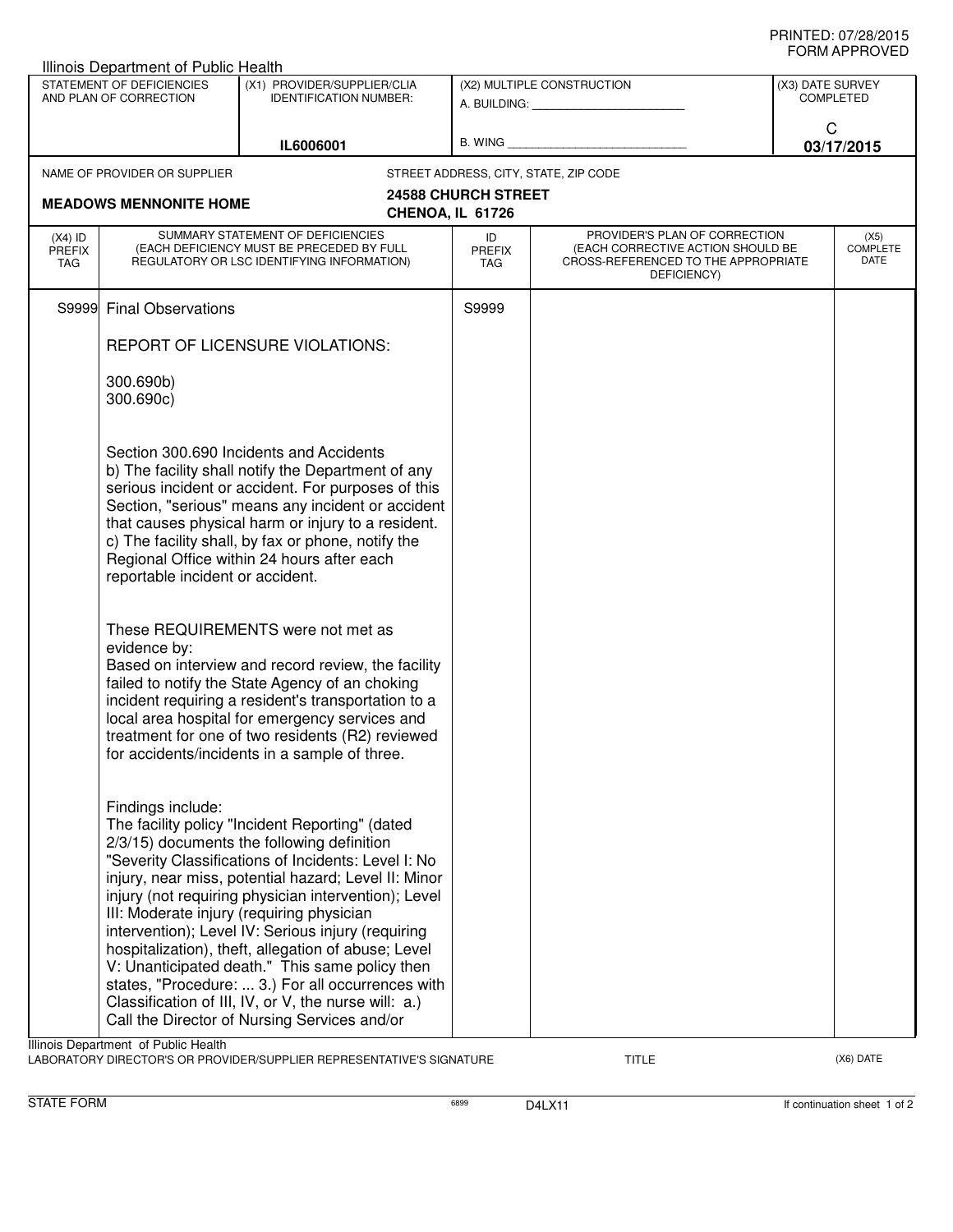PRINTED: 07/28/2015
FORM APPROVED

Illinois Department of Public Health

| STATEMENT OF DEFICIENCIES AND PLAN OF CORRECTION | (X1) PROVIDER/SUPPLIER/CLIA IDENTIFICATION NUMBER: | (X2) MULTIPLE CONSTRUCTION | (X3) DATE SURVEY COMPLETED |
|---|---|---|---|
| | IL6006001 | A. BUILDING: ______ B. WING ______ | C 03/17/2015 |

NAME OF PROVIDER OR SUPPLIER: **MEADOWS MENNONITE HOME**

STREET ADDRESS, CITY, STATE, ZIP CODE: **24588 CHURCH STREET, CHENOA, IL 61726**

| (X4) ID PREFIX TAG | SUMMARY STATEMENT OF DEFICIENCIES (EACH DEFICIENCY MUST BE PRECEDED BY FULL REGULATORY OR LSC IDENTIFYING INFORMATION) | ID PREFIX TAG | PROVIDER'S PLAN OF CORRECTION (EACH CORRECTIVE ACTION SHOULD BE CROSS-REFERENCED TO THE APPROPRIATE DEFICIENCY) | (X5) COMPLETE DATE |
|---|---|---|---|---|
| S9999 | Final Observations | S9999 | | |

REPORT OF LICENSURE VIOLATIONS:

300.690b)
300.690c)

Section 300.690 Incidents and Accidents
b) The facility shall notify the Department of any serious incident or accident. For purposes of this Section, "serious" means any incident or accident that causes physical harm or injury to a resident.
c) The facility shall, by fax or phone, notify the Regional Office within 24 hours after each reportable incident or accident.

These REQUIREMENTS were not met as evidence by:
Based on interview and record review, the facility failed to notify the State Agency of an choking incident requiring a resident's transportation to a local area hospital for emergency services and treatment for one of two residents (R2) reviewed for accidents/incidents in a sample of three.

Findings include:
The facility policy "Incident Reporting" (dated 2/3/15) documents the following definition "Severity Classifications of Incidents: Level I: No injury, near miss, potential hazard; Level II: Minor injury (not requiring physician intervention); Level III: Moderate injury (requiring physician intervention); Level IV: Serious injury (requiring hospitalization), theft, allegation of abuse; Level V: Unanticipated death." This same policy then states, "Procedure: ... 3.) For all occurrences with Classification of III, IV, or V, the nurse will: a.) Call the Director of Nursing Services and/or

Illinois Department of Public Health
LABORATORY DIRECTOR'S OR PROVIDER/SUPPLIER REPRESENTATIVE'S SIGNATURE | TITLE | (X6) DATE

STATE FORM 6899 D4LX11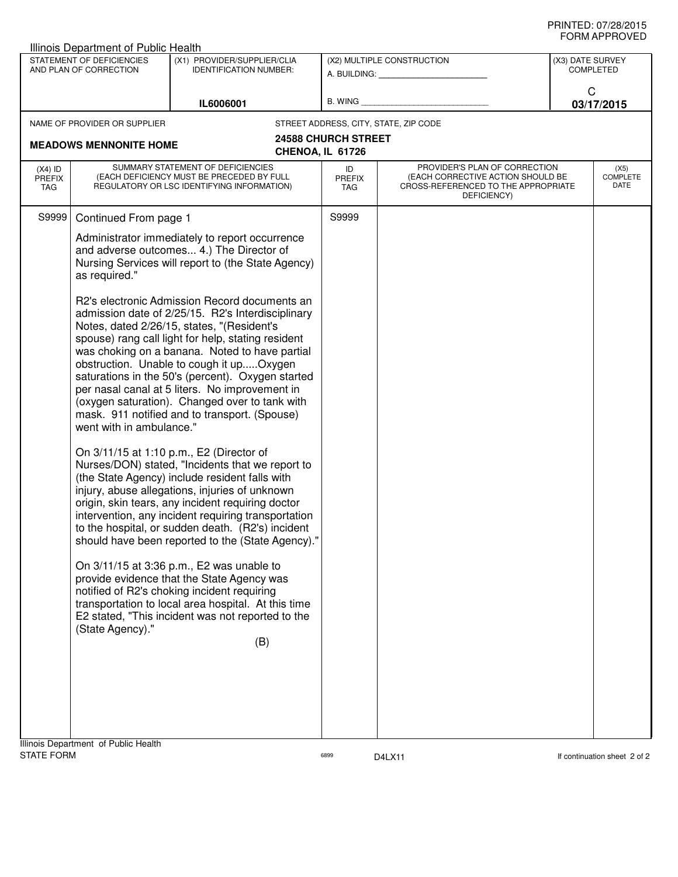PRINTED: 07/28/2015
FORM APPROVED

Illinois Department of Public Health

| STATEMENT OF DEFICIENCIES AND PLAN OF CORRECTION | (X1) PROVIDER/SUPPLIER/CLIA IDENTIFICATION NUMBER: | (X2) MULTIPLE CONSTRUCTION | (X3) DATE SURVEY COMPLETED |
|---|---|---|---|
| | IL6006001 | A. BUILDING: ________ B. WING ________ | C 03/17/2015 |

NAME OF PROVIDER OR SUPPLIER: **MEADOWS MENNONITE HOME**

STREET ADDRESS, CITY, STATE, ZIP CODE: **24588 CHURCH STREET CHENOA, IL 61726**

| (X4) ID PREFIX TAG | SUMMARY STATEMENT OF DEFICIENCIES (EACH DEFICIENCY MUST BE PRECEDED BY FULL REGULATORY OR LSC IDENTIFYING INFORMATION) | ID PREFIX TAG | PROVIDER'S PLAN OF CORRECTION (EACH CORRECTIVE ACTION SHOULD BE CROSS-REFERENCED TO THE APPROPRIATE DEFICIENCY) | (X5) COMPLETE DATE |
|---|---|---|---|---|
| S9999 | Continued From page 1 | S9999 | | |

Administrator immediately to report occurrence and adverse outcomes... 4.) The Director of Nursing Services will report to (the State Agency) as required."

R2's electronic Admission Record documents an admission date of 2/25/15. R2's Interdisciplinary Notes, dated 2/26/15, states, "(Resident's spouse) rang call light for help, stating resident was choking on a banana. Noted to have partial obstruction. Unable to cough it up.....Oxygen saturations in the 50's (percent). Oxygen started per nasal canal at 5 liters. No improvement in (oxygen saturation). Changed over to tank with mask. 911 notified and to transport. (Spouse) went with in ambulance."

On 3/11/15 at 1:10 p.m., E2 (Director of Nurses/DON) stated, "Incidents that we report to (the State Agency) include resident falls with injury, abuse allegations, injuries of unknown origin, skin tears, any incident requiring doctor intervention, any incident requiring transportation to the hospital, or sudden death. (R2's) incident should have been reported to the (State Agency)."

On 3/11/15 at 3:36 p.m., E2 was unable to provide evidence that the State Agency was notified of R2's choking incident requiring transportation to local area hospital. At this time E2 stated, "This incident was not reported to the (State Agency)."

(B)

Illinois Department of Public Health
STATE FORM 6899 D4LX11 If continuation sheet 2 of 2